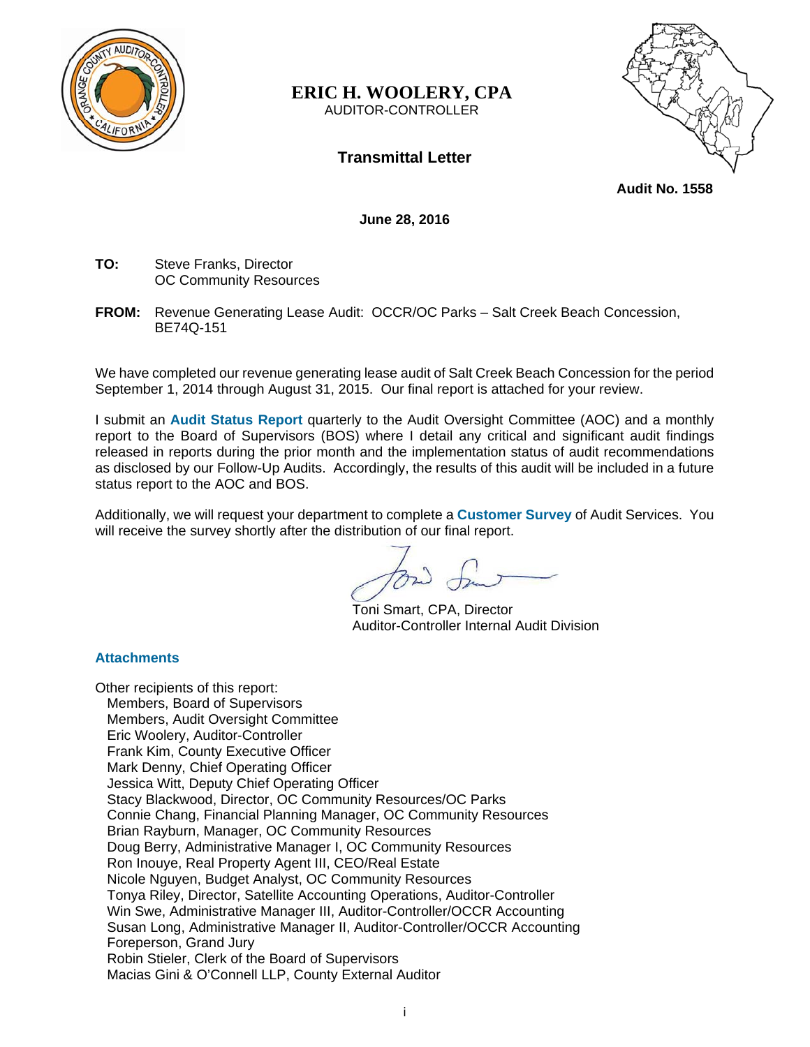# ERIC H. WOOLERY, CPA

AUDITOR-CONTROLLER

## Transmittal Letter

**Audit No. 1558**

**June 28, 2016**

**TO:** Steve Franks, Director
OC Community Resources

**FROM:** Revenue Generating Lease Audit: OCCR/OC Parks – Salt Creek Beach Concession, BE74Q-151

We have completed our revenue generating lease audit of Salt Creek Beach Concession for the period September 1, 2014 through August 31, 2015. Our final report is attached for your review.

I submit an **Audit Status Report** quarterly to the Audit Oversight Committee (AOC) and a monthly report to the Board of Supervisors (BOS) where I detail any critical and significant audit findings released in reports during the prior month and the implementation status of audit recommendations as disclosed by our Follow-Up Audits. Accordingly, the results of this audit will be included in a future status report to the AOC and BOS.

Additionally, we will request your department to complete a **Customer Survey** of Audit Services. You will receive the survey shortly after the distribution of our final report.

Toni Smart, CPA, Director
Auditor-Controller Internal Audit Division

**Attachments**

Other recipients of this report:
- Members, Board of Supervisors
- Members, Audit Oversight Committee
- Eric Woolery, Auditor-Controller
- Frank Kim, County Executive Officer
- Mark Denny, Chief Operating Officer
- Jessica Witt, Deputy Chief Operating Officer
- Stacy Blackwood, Director, OC Community Resources/OC Parks
- Connie Chang, Financial Planning Manager, OC Community Resources
- Brian Rayburn, Manager, OC Community Resources
- Doug Berry, Administrative Manager I, OC Community Resources
- Ron Inouye, Real Property Agent III, CEO/Real Estate
- Nicole Nguyen, Budget Analyst, OC Community Resources
- Tonya Riley, Director, Satellite Accounting Operations, Auditor-Controller
- Win Swe, Administrative Manager III, Auditor-Controller/OCCR Accounting
- Susan Long, Administrative Manager II, Auditor-Controller/OCCR Accounting
- Foreperson, Grand Jury
- Robin Stieler, Clerk of the Board of Supervisors
- Macias Gini & O'Connell LLP, County External Auditor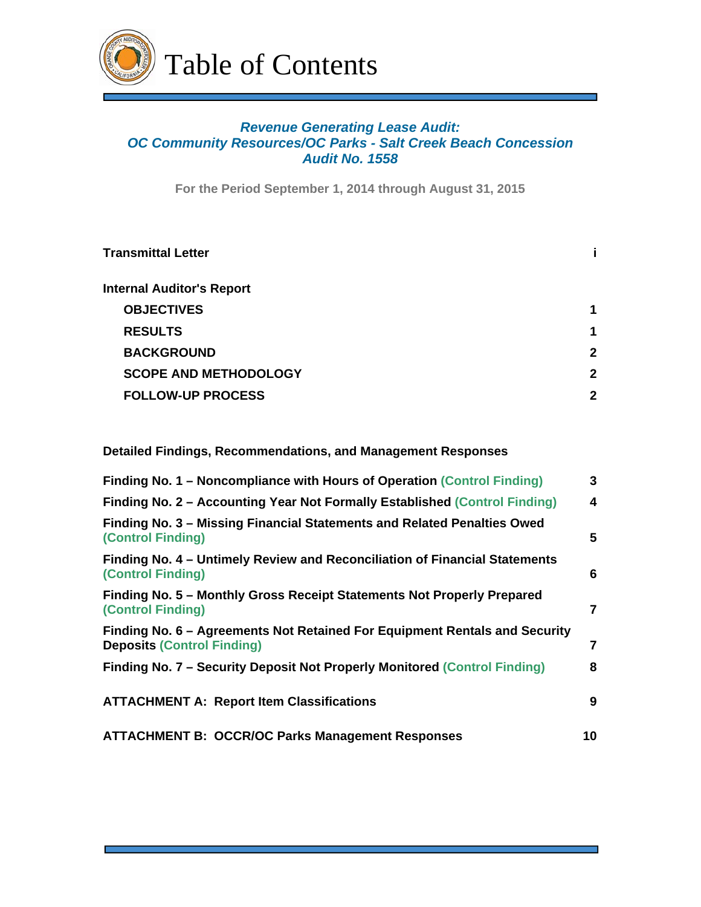# Table of Contents

***Revenue Generating Lease Audit:***
***OC Community Resources/OC Parks - Salt Creek Beach Concession***
***Audit No. 1558***

**For the Period September 1, 2014 through August 31, 2015**

| | |
|---|---|
| **Transmittal Letter** | **i** |
| **Internal Auditor's Report** | |
| **OBJECTIVES** | **1** |
| **RESULTS** | **1** |
| **BACKGROUND** | **2** |
| **SCOPE AND METHODOLOGY** | **2** |
| **FOLLOW-UP PROCESS** | **2** |

**Detailed Findings, Recommendations, and Management Responses**

| | |
|---|---|
| **Finding No. 1 – Noncompliance with Hours of Operation (Control Finding)** | **3** |
| **Finding No. 2 – Accounting Year Not Formally Established (Control Finding)** | **4** |
| **Finding No. 3 – Missing Financial Statements and Related Penalties Owed (Control Finding)** | **5** |
| **Finding No. 4 – Untimely Review and Reconciliation of Financial Statements (Control Finding)** | **6** |
| **Finding No. 5 – Monthly Gross Receipt Statements Not Properly Prepared (Control Finding)** | **7** |
| **Finding No. 6 – Agreements Not Retained For Equipment Rentals and Security Deposits (Control Finding)** | **7** |
| **Finding No. 7 – Security Deposit Not Properly Monitored (Control Finding)** | **8** |
| **ATTACHMENT A: Report Item Classifications** | **9** |
| **ATTACHMENT B: OCCR/OC Parks Management Responses** | **10** |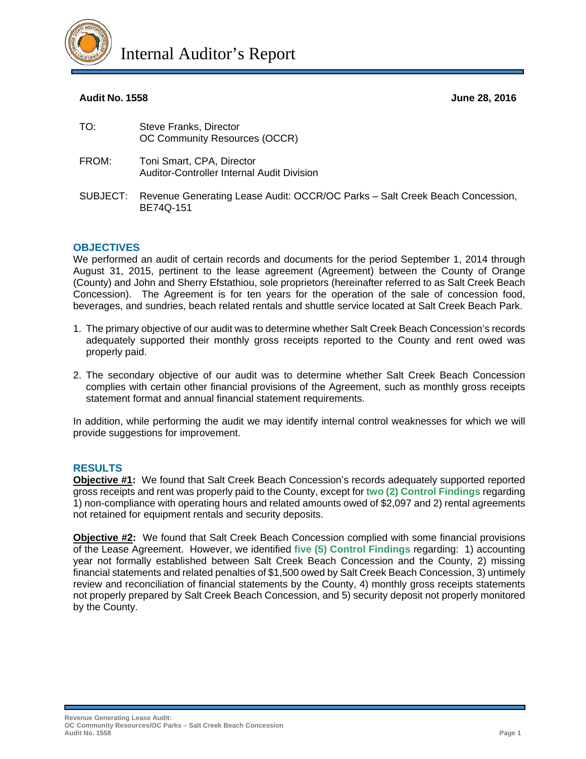# Internal Auditor's Report

**Audit No. 1558** **June 28, 2016**

TO: Steve Franks, Director
OC Community Resources (OCCR)

FROM: Toni Smart, CPA, Director
Auditor-Controller Internal Audit Division

SUBJECT: Revenue Generating Lease Audit: OCCR/OC Parks – Salt Creek Beach Concession, BE74Q-151

## OBJECTIVES

We performed an audit of certain records and documents for the period September 1, 2014 through August 31, 2015, pertinent to the lease agreement (Agreement) between the County of Orange (County) and John and Sherry Efstathiou, sole proprietors (hereinafter referred to as Salt Creek Beach Concession). The Agreement is for ten years for the operation of the sale of concession food, beverages, and sundries, beach related rentals and shuttle service located at Salt Creek Beach Park.

1. The primary objective of our audit was to determine whether Salt Creek Beach Concession's records adequately supported their monthly gross receipts reported to the County and rent owed was properly paid.
2. The secondary objective of our audit was to determine whether Salt Creek Beach Concession complies with certain other financial provisions of the Agreement, such as monthly gross receipts statement format and annual financial statement requirements.

In addition, while performing the audit we may identify internal control weaknesses for which we will provide suggestions for improvement.

## RESULTS

**Objective #1:** We found that Salt Creek Beach Concession's records adequately supported reported gross receipts and rent was properly paid to the County, except for **two (2) Control Findings** regarding 1) non-compliance with operating hours and related amounts owed of $2,097 and 2) rental agreements not retained for equipment rentals and security deposits.

**Objective #2:** We found that Salt Creek Beach Concession complied with some financial provisions of the Lease Agreement. However, we identified **five (5) Control Findings** regarding: 1) accounting year not formally established between Salt Creek Beach Concession and the County, 2) missing financial statements and related penalties of $1,500 owed by Salt Creek Beach Concession, 3) untimely review and reconciliation of financial statements by the County, 4) monthly gross receipts statements not properly prepared by Salt Creek Beach Concession, and 5) security deposit not properly monitored by the County.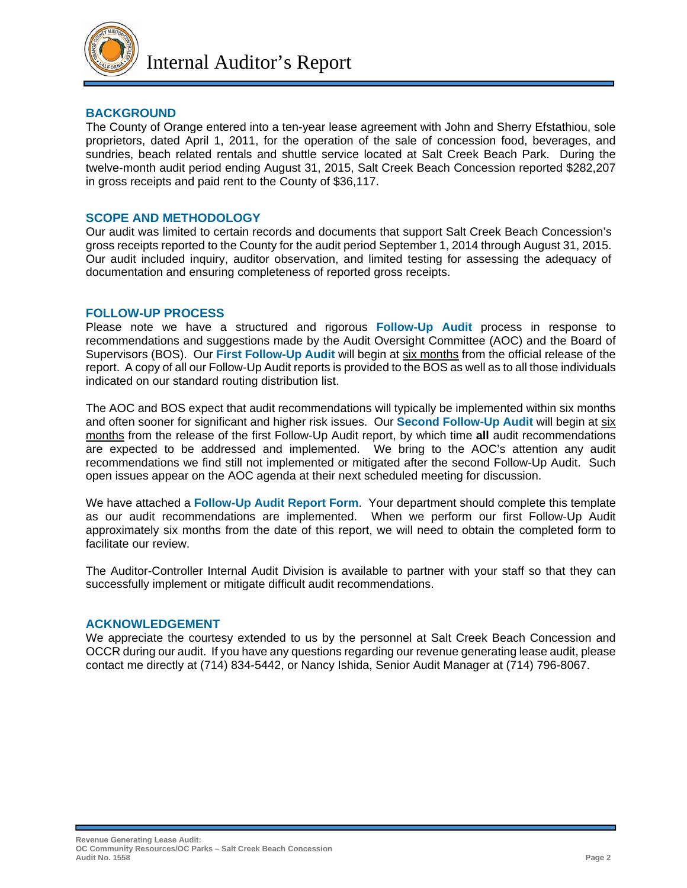# Internal Auditor's Report

## BACKGROUND

The County of Orange entered into a ten-year lease agreement with John and Sherry Efstathiou, sole proprietors, dated April 1, 2011, for the operation of the sale of concession food, beverages, and sundries, beach related rentals and shuttle service located at Salt Creek Beach Park. During the twelve-month audit period ending August 31, 2015, Salt Creek Beach Concession reported $282,207 in gross receipts and paid rent to the County of $36,117.

## SCOPE AND METHODOLOGY

Our audit was limited to certain records and documents that support Salt Creek Beach Concession's gross receipts reported to the County for the audit period September 1, 2014 through August 31, 2015. Our audit included inquiry, auditor observation, and limited testing for assessing the adequacy of documentation and ensuring completeness of reported gross receipts.

## FOLLOW-UP PROCESS

Please note we have a structured and rigorous **Follow-Up Audit** process in response to recommendations and suggestions made by the Audit Oversight Committee (AOC) and the Board of Supervisors (BOS). Our **First Follow-Up Audit** will begin at six months from the official release of the report. A copy of all our Follow-Up Audit reports is provided to the BOS as well as to all those individuals indicated on our standard routing distribution list.

The AOC and BOS expect that audit recommendations will typically be implemented within six months and often sooner for significant and higher risk issues. Our **Second Follow-Up Audit** will begin at six months from the release of the first Follow-Up Audit report, by which time **all** audit recommendations are expected to be addressed and implemented. We bring to the AOC's attention any audit recommendations we find still not implemented or mitigated after the second Follow-Up Audit. Such open issues appear on the AOC agenda at their next scheduled meeting for discussion.

We have attached a **Follow-Up Audit Report Form**. Your department should complete this template as our audit recommendations are implemented. When we perform our first Follow-Up Audit approximately six months from the date of this report, we will need to obtain the completed form to facilitate our review.

The Auditor-Controller Internal Audit Division is available to partner with your staff so that they can successfully implement or mitigate difficult audit recommendations.

## ACKNOWLEDGEMENT

We appreciate the courtesy extended to us by the personnel at Salt Creek Beach Concession and OCCR during our audit. If you have any questions regarding our revenue generating lease audit, please contact me directly at (714) 834-5442, or Nancy Ishida, Senior Audit Manager at (714) 796-8067.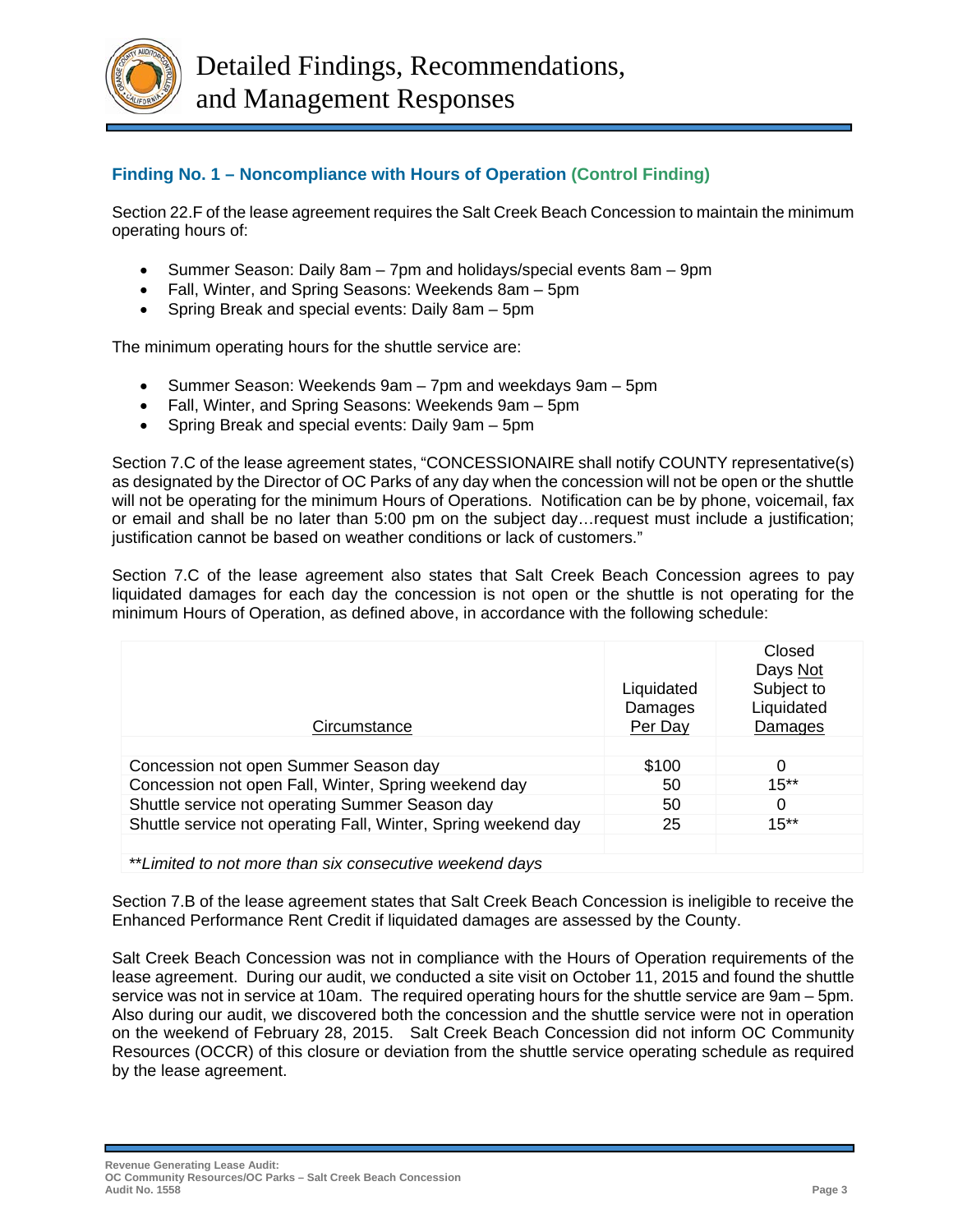# Detailed Findings, Recommendations, and Management Responses

### Finding No. 1 – Noncompliance with Hours of Operation (Control Finding)

Section 22.F of the lease agreement requires the Salt Creek Beach Concession to maintain the minimum operating hours of:

- Summer Season: Daily 8am – 7pm and holidays/special events 8am – 9pm
- Fall, Winter, and Spring Seasons: Weekends 8am – 5pm
- Spring Break and special events: Daily 8am – 5pm

The minimum operating hours for the shuttle service are:

- Summer Season: Weekends 9am – 7pm and weekdays 9am – 5pm
- Fall, Winter, and Spring Seasons: Weekends 9am – 5pm
- Spring Break and special events: Daily 9am – 5pm

Section 7.C of the lease agreement states, "CONCESSIONAIRE shall notify COUNTY representative(s) as designated by the Director of OC Parks of any day when the concession will not be open or the shuttle will not be operating for the minimum Hours of Operations. Notification can be by phone, voicemail, fax or email and shall be no later than 5:00 pm on the subject day…request must include a justification; justification cannot be based on weather conditions or lack of customers."

Section 7.C of the lease agreement also states that Salt Creek Beach Concession agrees to pay liquidated damages for each day the concession is not open or the shuttle is not operating for the minimum Hours of Operation, as defined above, in accordance with the following schedule:

| Circumstance | Liquidated Damages Per Day | Closed Days Not Subject to Liquidated Damages |
|---|---|---|
| Concession not open Summer Season day | $100 | 0 |
| Concession not open Fall, Winter, Spring weekend day | 50 | 15** |
| Shuttle service not operating Summer Season day | 50 | 0 |
| Shuttle service not operating Fall, Winter, Spring weekend day | 25 | 15** |

*\*\*Limited to not more than six consecutive weekend days*

Section 7.B of the lease agreement states that Salt Creek Beach Concession is ineligible to receive the Enhanced Performance Rent Credit if liquidated damages are assessed by the County.

Salt Creek Beach Concession was not in compliance with the Hours of Operation requirements of the lease agreement. During our audit, we conducted a site visit on October 11, 2015 and found the shuttle service was not in service at 10am. The required operating hours for the shuttle service are 9am – 5pm. Also during our audit, we discovered both the concession and the shuttle service were not in operation on the weekend of February 28, 2015. Salt Creek Beach Concession did not inform OC Community Resources (OCCR) of this closure or deviation from the shuttle service operating schedule as required by the lease agreement.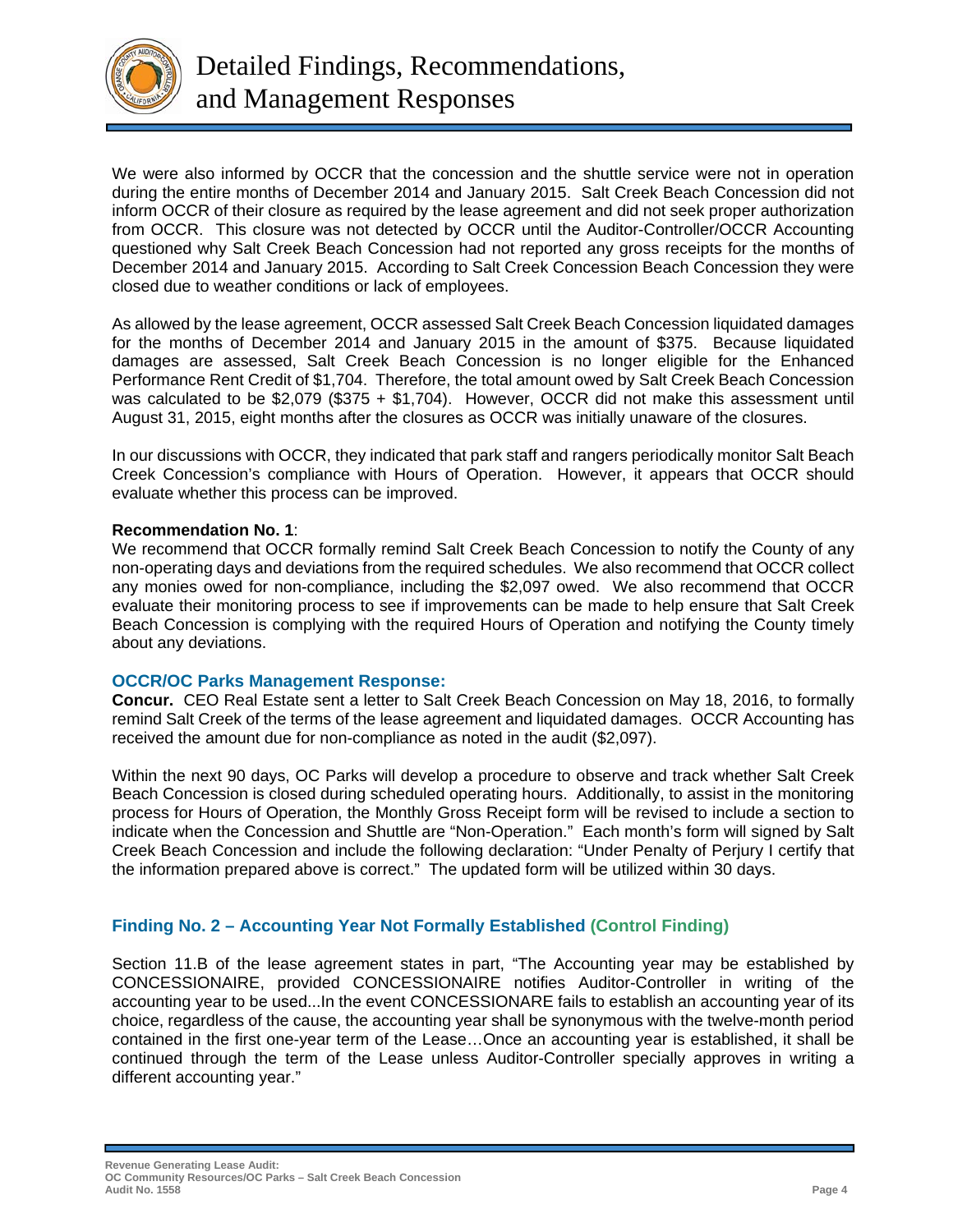We were also informed by OCCR that the concession and the shuttle service were not in operation during the entire months of December 2014 and January 2015. Salt Creek Beach Concession did not inform OCCR of their closure as required by the lease agreement and did not seek proper authorization from OCCR. This closure was not detected by OCCR until the Auditor-Controller/OCCR Accounting questioned why Salt Creek Beach Concession had not reported any gross receipts for the months of December 2014 and January 2015. According to Salt Creek Concession Beach Concession they were closed due to weather conditions or lack of employees.

As allowed by the lease agreement, OCCR assessed Salt Creek Beach Concession liquidated damages for the months of December 2014 and January 2015 in the amount of $375. Because liquidated damages are assessed, Salt Creek Beach Concession is no longer eligible for the Enhanced Performance Rent Credit of $1,704. Therefore, the total amount owed by Salt Creek Beach Concession was calculated to be $2,079 ($375 + $1,704). However, OCCR did not make this assessment until August 31, 2015, eight months after the closures as OCCR was initially unaware of the closures.

In our discussions with OCCR, they indicated that park staff and rangers periodically monitor Salt Beach Creek Concession's compliance with Hours of Operation. However, it appears that OCCR should evaluate whether this process can be improved.

**Recommendation No. 1**:
We recommend that OCCR formally remind Salt Creek Beach Concession to notify the County of any non-operating days and deviations from the required schedules. We also recommend that OCCR collect any monies owed for non-compliance, including the $2,097 owed. We also recommend that OCCR evaluate their monitoring process to see if improvements can be made to help ensure that Salt Creek Beach Concession is complying with the required Hours of Operation and notifying the County timely about any deviations.

**OCCR/OC Parks Management Response:**
**Concur.** CEO Real Estate sent a letter to Salt Creek Beach Concession on May 18, 2016, to formally remind Salt Creek of the terms of the lease agreement and liquidated damages. OCCR Accounting has received the amount due for non-compliance as noted in the audit ($2,097).

Within the next 90 days, OC Parks will develop a procedure to observe and track whether Salt Creek Beach Concession is closed during scheduled operating hours. Additionally, to assist in the monitoring process for Hours of Operation, the Monthly Gross Receipt form will be revised to include a section to indicate when the Concession and Shuttle are "Non-Operation." Each month's form will signed by Salt Creek Beach Concession and include the following declaration: "Under Penalty of Perjury I certify that the information prepared above is correct." The updated form will be utilized within 30 days.

### Finding No. 2 – Accounting Year Not Formally Established (Control Finding)

Section 11.B of the lease agreement states in part, "The Accounting year may be established by CONCESSIONAIRE, provided CONCESSIONAIRE notifies Auditor-Controller in writing of the accounting year to be used...In the event CONCESSIONARE fails to establish an accounting year of its choice, regardless of the cause, the accounting year shall be synonymous with the twelve-month period contained in the first one-year term of the Lease…Once an accounting year is established, it shall be continued through the term of the Lease unless Auditor-Controller specially approves in writing a different accounting year."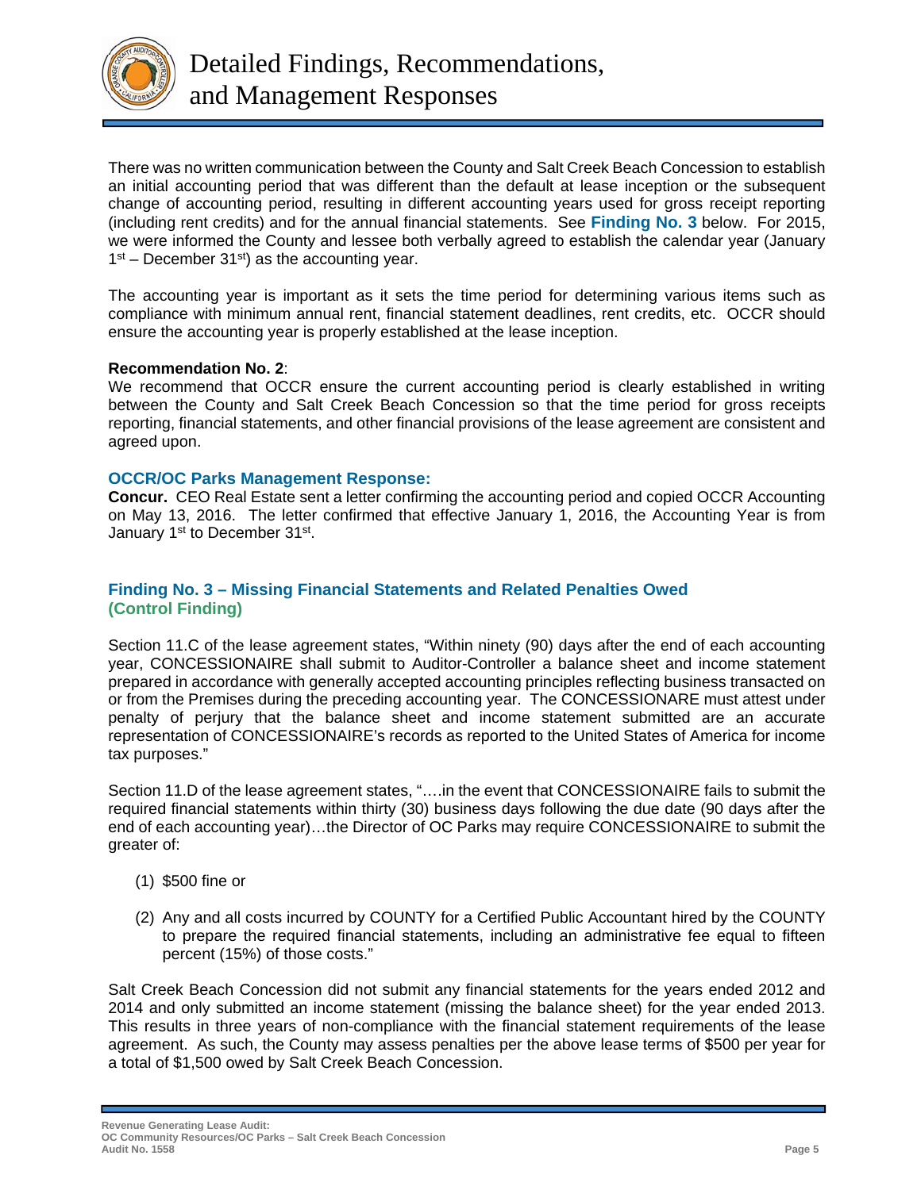There was no written communication between the County and Salt Creek Beach Concession to establish an initial accounting period that was different than the default at lease inception or the subsequent change of accounting period, resulting in different accounting years used for gross receipt reporting (including rent credits) and for the annual financial statements. See **Finding No. 3** below. For 2015, we were informed the County and lessee both verbally agreed to establish the calendar year (January 1st – December 31st) as the accounting year.

The accounting year is important as it sets the time period for determining various items such as compliance with minimum annual rent, financial statement deadlines, rent credits, etc. OCCR should ensure the accounting year is properly established at the lease inception.

**Recommendation No. 2**:
We recommend that OCCR ensure the current accounting period is clearly established in writing between the County and Salt Creek Beach Concession so that the time period for gross receipts reporting, financial statements, and other financial provisions of the lease agreement are consistent and agreed upon.

**OCCR/OC Parks Management Response:**
**Concur.** CEO Real Estate sent a letter confirming the accounting period and copied OCCR Accounting on May 13, 2016. The letter confirmed that effective January 1, 2016, the Accounting Year is from January 1st to December 31st.

### Finding No. 3 – Missing Financial Statements and Related Penalties Owed (Control Finding)

Section 11.C of the lease agreement states, "Within ninety (90) days after the end of each accounting year, CONCESSIONAIRE shall submit to Auditor-Controller a balance sheet and income statement prepared in accordance with generally accepted accounting principles reflecting business transacted on or from the Premises during the preceding accounting year. The CONCESSIONARE must attest under penalty of perjury that the balance sheet and income statement submitted are an accurate representation of CONCESSIONAIRE's records as reported to the United States of America for income tax purposes."

Section 11.D of the lease agreement states, "….in the event that CONCESSIONAIRE fails to submit the required financial statements within thirty (30) business days following the due date (90 days after the end of each accounting year)…the Director of OC Parks may require CONCESSIONAIRE to submit the greater of:

(1) $500 fine or

(2) Any and all costs incurred by COUNTY for a Certified Public Accountant hired by the COUNTY to prepare the required financial statements, including an administrative fee equal to fifteen percent (15%) of those costs."

Salt Creek Beach Concession did not submit any financial statements for the years ended 2012 and 2014 and only submitted an income statement (missing the balance sheet) for the year ended 2013. This results in three years of non-compliance with the financial statement requirements of the lease agreement. As such, the County may assess penalties per the above lease terms of $500 per year for a total of $1,500 owed by Salt Creek Beach Concession.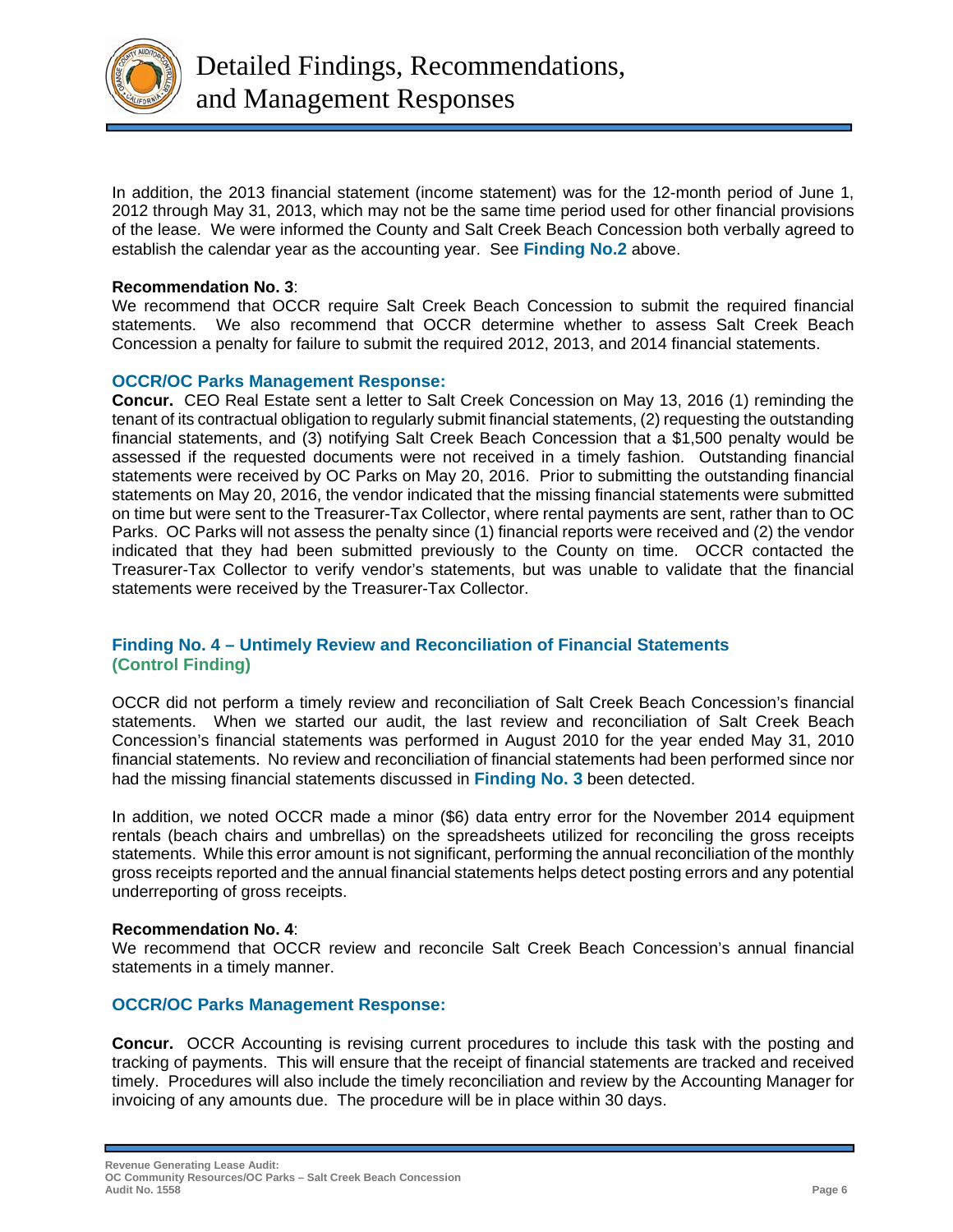In addition, the 2013 financial statement (income statement) was for the 12-month period of June 1, 2012 through May 31, 2013, which may not be the same time period used for other financial provisions of the lease. We were informed the County and Salt Creek Beach Concession both verbally agreed to establish the calendar year as the accounting year. See **Finding No.2** above.

**Recommendation No. 3**:
We recommend that OCCR require Salt Creek Beach Concession to submit the required financial statements. We also recommend that OCCR determine whether to assess Salt Creek Beach Concession a penalty for failure to submit the required 2012, 2013, and 2014 financial statements.

**OCCR/OC Parks Management Response:**
**Concur.** CEO Real Estate sent a letter to Salt Creek Concession on May 13, 2016 (1) reminding the tenant of its contractual obligation to regularly submit financial statements, (2) requesting the outstanding financial statements, and (3) notifying Salt Creek Beach Concession that a $1,500 penalty would be assessed if the requested documents were not received in a timely fashion. Outstanding financial statements were received by OC Parks on May 20, 2016. Prior to submitting the outstanding financial statements on May 20, 2016, the vendor indicated that the missing financial statements were submitted on time but were sent to the Treasurer-Tax Collector, where rental payments are sent, rather than to OC Parks. OC Parks will not assess the penalty since (1) financial reports were received and (2) the vendor indicated that they had been submitted previously to the County on time. OCCR contacted the Treasurer-Tax Collector to verify vendor's statements, but was unable to validate that the financial statements were received by the Treasurer-Tax Collector.

## Finding No. 4 – Untimely Review and Reconciliation of Financial Statements (Control Finding)

OCCR did not perform a timely review and reconciliation of Salt Creek Beach Concession's financial statements. When we started our audit, the last review and reconciliation of Salt Creek Beach Concession's financial statements was performed in August 2010 for the year ended May 31, 2010 financial statements. No review and reconciliation of financial statements had been performed since nor had the missing financial statements discussed in **Finding No. 3** been detected.

In addition, we noted OCCR made a minor ($6) data entry error for the November 2014 equipment rentals (beach chairs and umbrellas) on the spreadsheets utilized for reconciling the gross receipts statements. While this error amount is not significant, performing the annual reconciliation of the monthly gross receipts reported and the annual financial statements helps detect posting errors and any potential underreporting of gross receipts.

**Recommendation No. 4**:
We recommend that OCCR review and reconcile Salt Creek Beach Concession's annual financial statements in a timely manner.

**OCCR/OC Parks Management Response:**

**Concur.** OCCR Accounting is revising current procedures to include this task with the posting and tracking of payments. This will ensure that the receipt of financial statements are tracked and received timely. Procedures will also include the timely reconciliation and review by the Accounting Manager for invoicing of any amounts due. The procedure will be in place within 30 days.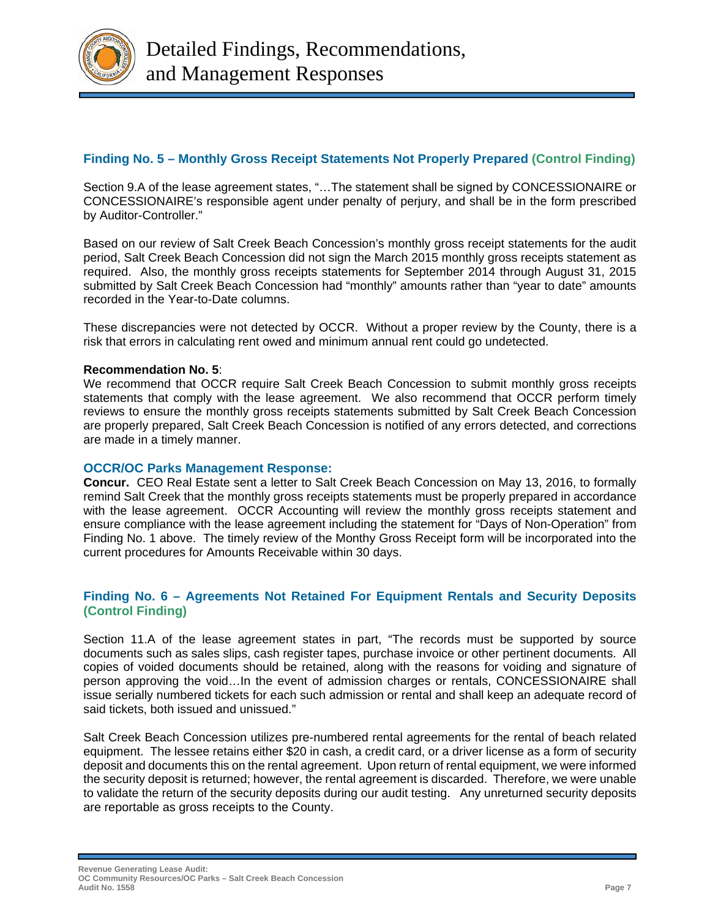## Finding No. 5 – Monthly Gross Receipt Statements Not Properly Prepared (Control Finding)

Section 9.A of the lease agreement states, "…The statement shall be signed by CONCESSIONAIRE or CONCESSIONAIRE's responsible agent under penalty of perjury, and shall be in the form prescribed by Auditor-Controller."

Based on our review of Salt Creek Beach Concession's monthly gross receipt statements for the audit period, Salt Creek Beach Concession did not sign the March 2015 monthly gross receipts statement as required. Also, the monthly gross receipts statements for September 2014 through August 31, 2015 submitted by Salt Creek Beach Concession had "monthly" amounts rather than "year to date" amounts recorded in the Year-to-Date columns.

These discrepancies were not detected by OCCR. Without a proper review by the County, there is a risk that errors in calculating rent owed and minimum annual rent could go undetected.

**Recommendation No. 5**:
We recommend that OCCR require Salt Creek Beach Concession to submit monthly gross receipts statements that comply with the lease agreement. We also recommend that OCCR perform timely reviews to ensure the monthly gross receipts statements submitted by Salt Creek Beach Concession are properly prepared, Salt Creek Beach Concession is notified of any errors detected, and corrections are made in a timely manner.

**OCCR/OC Parks Management Response:**
**Concur.** CEO Real Estate sent a letter to Salt Creek Beach Concession on May 13, 2016, to formally remind Salt Creek that the monthly gross receipts statements must be properly prepared in accordance with the lease agreement. OCCR Accounting will review the monthly gross receipts statement and ensure compliance with the lease agreement including the statement for "Days of Non-Operation" from Finding No. 1 above. The timely review of the Monthy Gross Receipt form will be incorporated into the current procedures for Amounts Receivable within 30 days.

## Finding No. 6 – Agreements Not Retained For Equipment Rentals and Security Deposits (Control Finding)

Section 11.A of the lease agreement states in part, "The records must be supported by source documents such as sales slips, cash register tapes, purchase invoice or other pertinent documents. All copies of voided documents should be retained, along with the reasons for voiding and signature of person approving the void…In the event of admission charges or rentals, CONCESSIONAIRE shall issue serially numbered tickets for each such admission or rental and shall keep an adequate record of said tickets, both issued and unissued."

Salt Creek Beach Concession utilizes pre-numbered rental agreements for the rental of beach related equipment. The lessee retains either $20 in cash, a credit card, or a driver license as a form of security deposit and documents this on the rental agreement. Upon return of rental equipment, we were informed the security deposit is returned; however, the rental agreement is discarded. Therefore, we were unable to validate the return of the security deposits during our audit testing. Any unreturned security deposits are reportable as gross receipts to the County.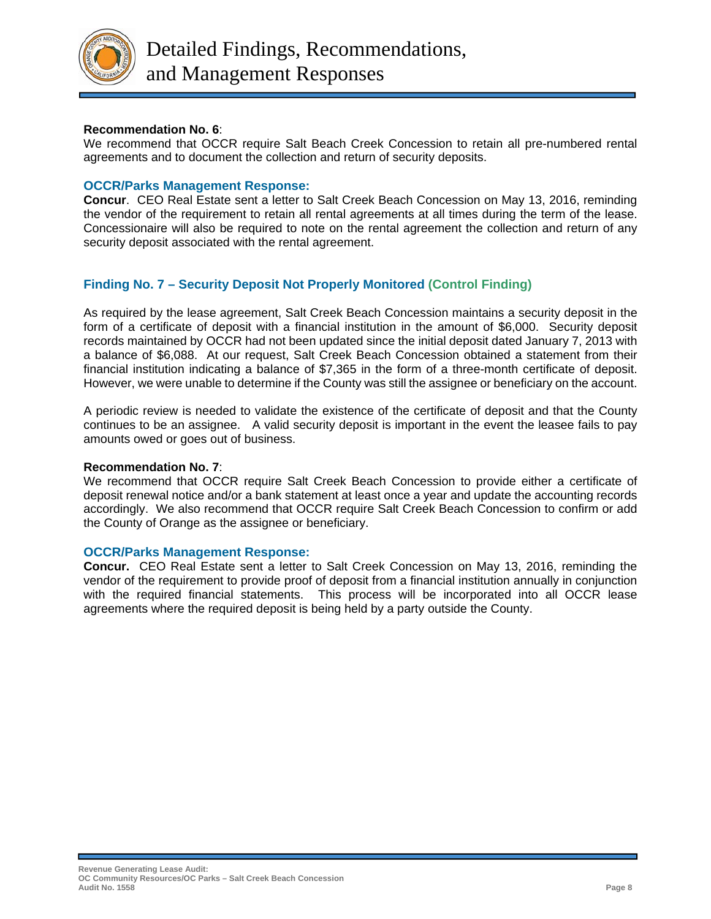**Recommendation No. 6**:
We recommend that OCCR require Salt Beach Creek Concession to retain all pre-numbered rental agreements and to document the collection and return of security deposits.

**OCCR/Parks Management Response:**
**Concur**. CEO Real Estate sent a letter to Salt Creek Beach Concession on May 13, 2016, reminding the vendor of the requirement to retain all rental agreements at all times during the term of the lease. Concessionaire will also be required to note on the rental agreement the collection and return of any security deposit associated with the rental agreement.

## Finding No. 7 – Security Deposit Not Properly Monitored (Control Finding)

As required by the lease agreement, Salt Creek Beach Concession maintains a security deposit in the form of a certificate of deposit with a financial institution in the amount of $6,000. Security deposit records maintained by OCCR had not been updated since the initial deposit dated January 7, 2013 with a balance of $6,088. At our request, Salt Creek Beach Concession obtained a statement from their financial institution indicating a balance of $7,365 in the form of a three-month certificate of deposit. However, we were unable to determine if the County was still the assignee or beneficiary on the account.

A periodic review is needed to validate the existence of the certificate of deposit and that the County continues to be an assignee. A valid security deposit is important in the event the leasee fails to pay amounts owed or goes out of business.

**Recommendation No. 7**:
We recommend that OCCR require Salt Creek Beach Concession to provide either a certificate of deposit renewal notice and/or a bank statement at least once a year and update the accounting records accordingly. We also recommend that OCCR require Salt Creek Beach Concession to confirm or add the County of Orange as the assignee or beneficiary.

**OCCR/Parks Management Response:**
**Concur.** CEO Real Estate sent a letter to Salt Creek Concession on May 13, 2016, reminding the vendor of the requirement to provide proof of deposit from a financial institution annually in conjunction with the required financial statements. This process will be incorporated into all OCCR lease agreements where the required deposit is being held by a party outside the County.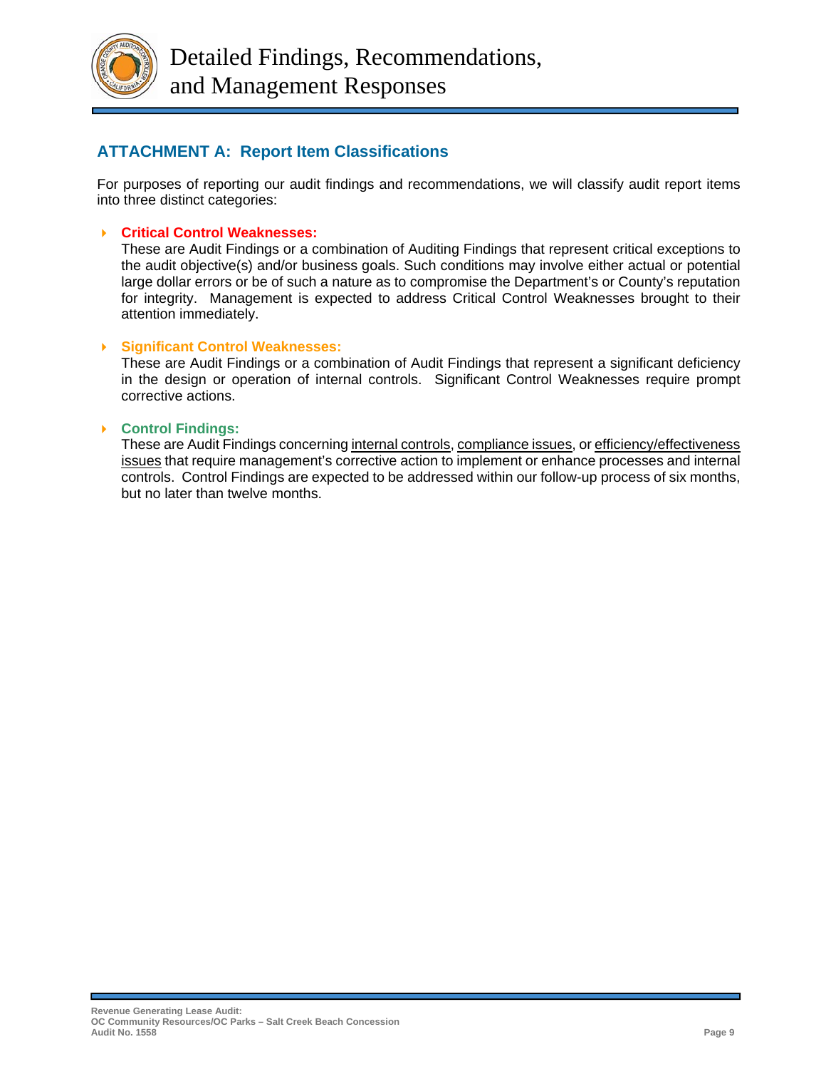# Detailed Findings, Recommendations, and Management Responses

## ATTACHMENT A: Report Item Classifications

For purposes of reporting our audit findings and recommendations, we will classify audit report items into three distinct categories:

- **Critical Control Weaknesses:**
  These are Audit Findings or a combination of Auditing Findings that represent critical exceptions to the audit objective(s) and/or business goals. Such conditions may involve either actual or potential large dollar errors or be of such a nature as to compromise the Department's or County's reputation for integrity. Management is expected to address Critical Control Weaknesses brought to their attention immediately.

- **Significant Control Weaknesses:**
  These are Audit Findings or a combination of Audit Findings that represent a significant deficiency in the design or operation of internal controls. Significant Control Weaknesses require prompt corrective actions.

- **Control Findings:**
  These are Audit Findings concerning internal controls, compliance issues, or efficiency/effectiveness issues that require management's corrective action to implement or enhance processes and internal controls. Control Findings are expected to be addressed within our follow-up process of six months, but no later than twelve months.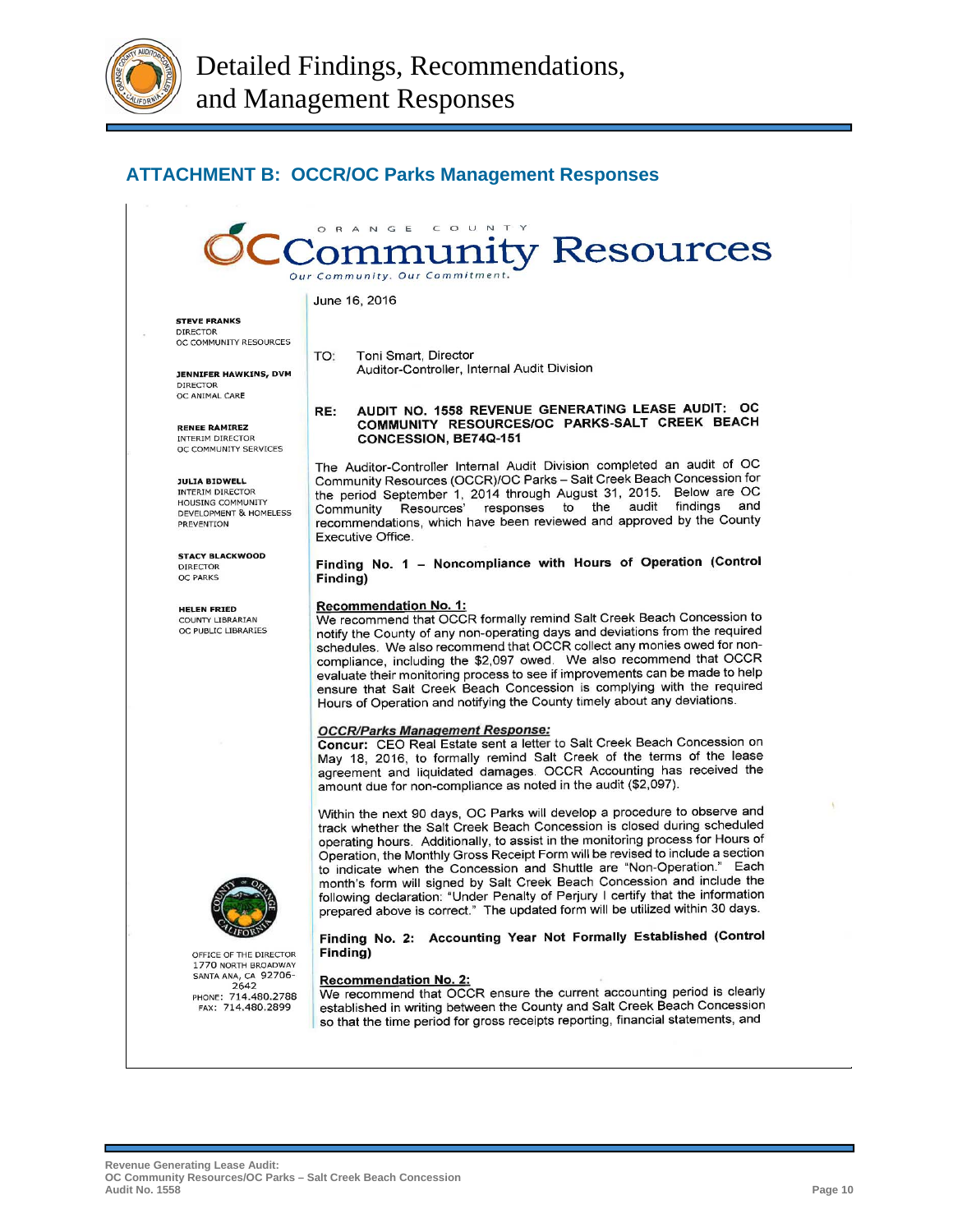# Detailed Findings, Recommendations, and Management Responses

## ATTACHMENT B: OCCR/OC Parks Management Responses

ORANGE COUNTY
**OC Community Resources**
*Our Community. Our Commitment.*

**STEVE FRANKS**
DIRECTOR
OC COMMUNITY RESOURCES

**JENNIFER HAWKINS, DVM**
DIRECTOR
OC ANIMAL CARE

**RENEE RAMIREZ**
INTERIM DIRECTOR
OC COMMUNITY SERVICES

**JULIA BIDWELL**
INTERIM DIRECTOR
HOUSING COMMUNITY DEVELOPMENT & HOMELESS PREVENTION

**STACY BLACKWOOD**
DIRECTOR
OC PARKS

**HELEN FRIED**
COUNTY LIBRARIAN
OC PUBLIC LIBRARIES

OFFICE OF THE DIRECTOR
1770 NORTH BROADWAY
SANTA ANA, CA 92706-2642
PHONE: 714.480.2788
FAX: 714.480.2899

June 16, 2016

TO: Toni Smart, Director
Auditor-Controller, Internal Audit Division

**RE: AUDIT NO. 1558 REVENUE GENERATING LEASE AUDIT: OC COMMUNITY RESOURCES/OC PARKS-SALT CREEK BEACH CONCESSION, BE74Q-151**

The Auditor-Controller Internal Audit Division completed an audit of OC Community Resources (OCCR)/OC Parks – Salt Creek Beach Concession for the period September 1, 2014 through August 31, 2015. Below are OC Community Resources' responses to the audit findings and recommendations, which have been reviewed and approved by the County Executive Office.

**Finding No. 1 – Noncompliance with Hours of Operation (Control Finding)**

**Recommendation No. 1:**
We recommend that OCCR formally remind Salt Creek Beach Concession to notify the County of any non-operating days and deviations from the required schedules. We also recommend that OCCR collect any monies owed for non-compliance, including the $2,097 owed. We also recommend that OCCR evaluate their monitoring process to see if improvements can be made to help ensure that Salt Creek Beach Concession is complying with the required Hours of Operation and notifying the County timely about any deviations.

***OCCR/Parks Management Response:***
**Concur:** CEO Real Estate sent a letter to Salt Creek Beach Concession on May 18, 2016, to formally remind Salt Creek of the terms of the lease agreement and liquidated damages. OCCR Accounting has received the amount due for non-compliance as noted in the audit ($2,097).

Within the next 90 days, OC Parks will develop a procedure to observe and track whether the Salt Creek Beach Concession is closed during scheduled operating hours. Additionally, to assist in the monitoring process for Hours of Operation, the Monthly Gross Receipt Form will be revised to include a section to indicate when the Concession and Shuttle are "Non-Operation." Each month's form will signed by Salt Creek Beach Concession and include the following declaration: "Under Penalty of Perjury I certify that the information prepared above is correct." The updated form will be utilized within 30 days.

**Finding No. 2: Accounting Year Not Formally Established (Control Finding)**

**Recommendation No. 2:**
We recommend that OCCR ensure the current accounting period is clearly established in writing between the County and Salt Creek Beach Concession so that the time period for gross receipts reporting, financial statements, and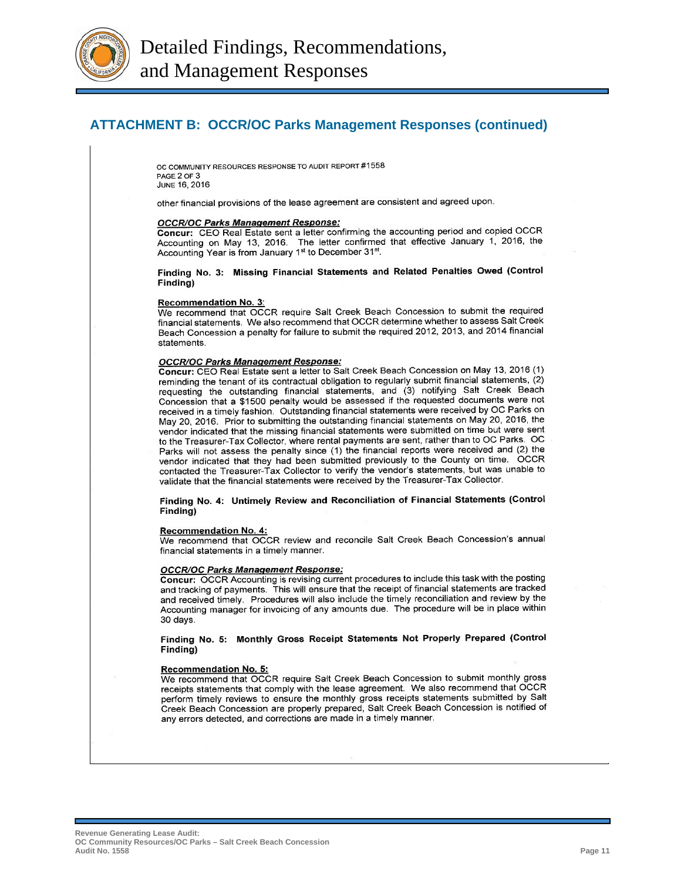## ATTACHMENT B: OCCR/OC Parks Management Responses (continued)

OC COMMUNITY RESOURCES RESPONSE TO AUDIT REPORT #1558
PAGE 2 OF 3
JUNE 16, 2016

other financial provisions of the lease agreement are consistent and agreed upon.

***OCCR/OC Parks Management Response:***
**Concur:** CEO Real Estate sent a letter confirming the accounting period and copied OCCR Accounting on May 13, 2016. The letter confirmed that effective January 1, 2016, the Accounting Year is from January 1st to December 31st.

**Finding No. 3: Missing Financial Statements and Related Penalties Owed (Control Finding)**

**Recommendation No. 3:**
We recommend that OCCR require Salt Creek Beach Concession to submit the required financial statements. We also recommend that OCCR determine whether to assess Salt Creek Beach Concession a penalty for failure to submit the required 2012, 2013, and 2014 financial statements.

***OCCR/OC Parks Management Response:***
**Concur:** CEO Real Estate sent a letter to Salt Creek Beach Concession on May 13, 2016 (1) reminding the tenant of its contractual obligation to regularly submit financial statements, (2) requesting the outstanding financial statements, and (3) notifying Salt Creek Beach Concession that a $1500 penalty would be assessed if the requested documents were not received in a timely fashion. Outstanding financial statements were received by OC Parks on May 20, 2016. Prior to submitting the outstanding financial statements on May 20, 2016, the vendor indicated that the missing financial statements were submitted on time but were sent to the Treasurer-Tax Collector, where rental payments are sent, rather than to OC Parks. OC Parks will not assess the penalty since (1) the financial reports were received and (2) the vendor indicated that they had been submitted previously to the County on time. OCCR contacted the Treasurer-Tax Collector to verify the vendor's statements, but was unable to validate that the financial statements were received by the Treasurer-Tax Collector.

**Finding No. 4: Untimely Review and Reconciliation of Financial Statements (Control Finding)**

**Recommendation No. 4:**
We recommend that OCCR review and reconcile Salt Creek Beach Concession's annual financial statements in a timely manner.

***OCCR/OC Parks Management Response:***
**Concur:** OCCR Accounting is revising current procedures to include this task with the posting and tracking of payments. This will ensure that the receipt of financial statements are tracked and received timely. Procedures will also include the timely reconciliation and review by the Accounting manager for invoicing of any amounts due. The procedure will be in place within 30 days.

**Finding No. 5: Monthly Gross Receipt Statements Not Properly Prepared (Control Finding)**

**Recommendation No. 5:**
We recommend that OCCR require Salt Creek Beach Concession to submit monthly gross receipts statements that comply with the lease agreement. We also recommend that OCCR perform timely reviews to ensure the monthly gross receipts statements submitted by Salt Creek Beach Concession are properly prepared, Salt Creek Beach Concession is notified of any errors detected, and corrections are made in a timely manner.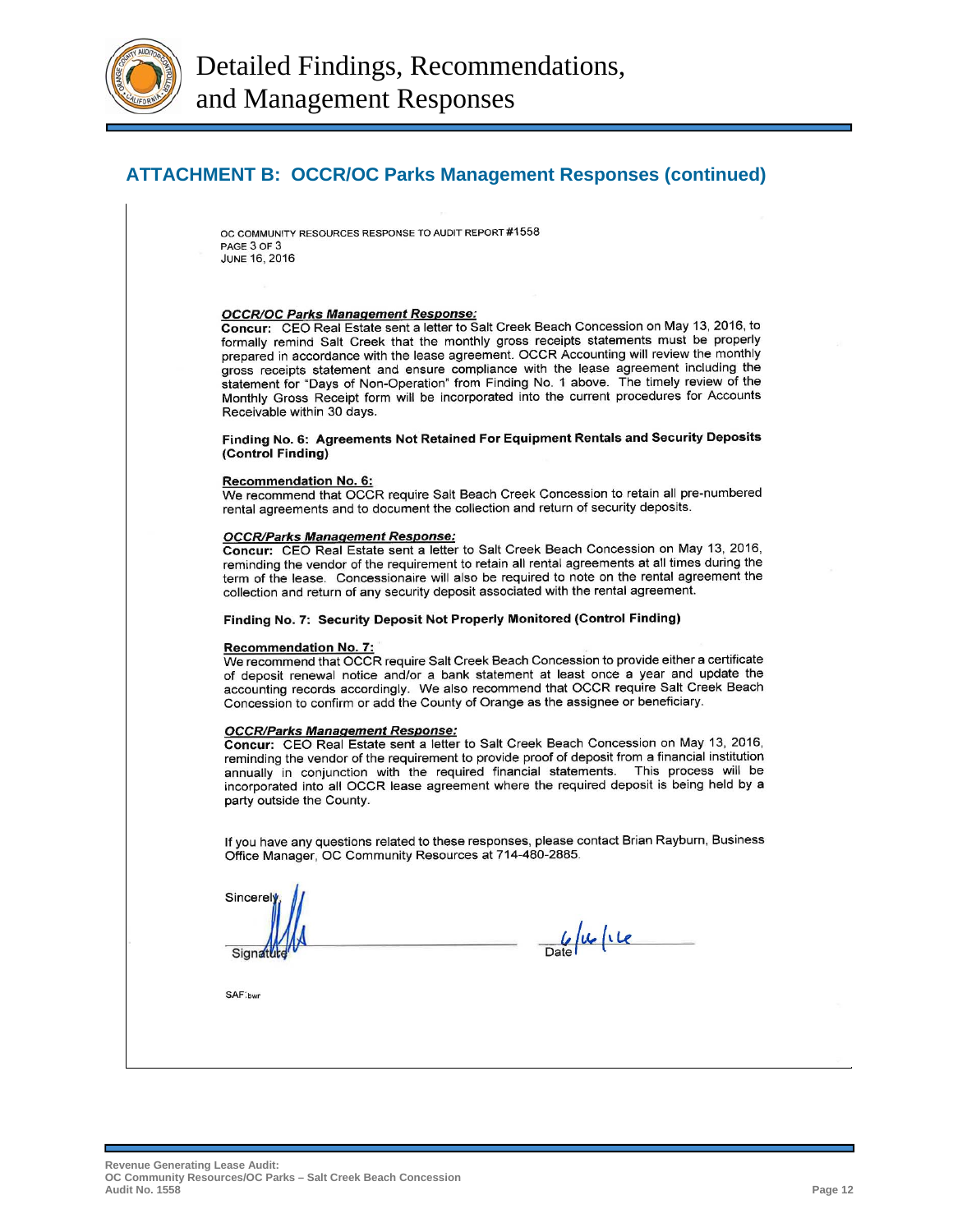## ATTACHMENT B: OCCR/OC Parks Management Responses (continued)

OC COMMUNITY RESOURCES RESPONSE TO AUDIT REPORT #1558
PAGE 3 OF 3
JUNE 16, 2016

***OCCR/OC Parks Management Response:***
**Concur:** CEO Real Estate sent a letter to Salt Creek Beach Concession on May 13, 2016, to formally remind Salt Creek that the monthly gross receipts statements must be properly prepared in accordance with the lease agreement. OCCR Accounting will review the monthly gross receipts statement and ensure compliance with the lease agreement including the statement for "Days of Non-Operation" from Finding No. 1 above. The timely review of the Monthly Gross Receipt form will be incorporated into the current procedures for Accounts Receivable within 30 days.

**Finding No. 6: Agreements Not Retained For Equipment Rentals and Security Deposits (Control Finding)**

**Recommendation No. 6:**
We recommend that OCCR require Salt Beach Creek Concession to retain all pre-numbered rental agreements and to document the collection and return of security deposits.

***OCCR/Parks Management Response:***
**Concur:** CEO Real Estate sent a letter to Salt Creek Beach Concession on May 13, 2016, reminding the vendor of the requirement to retain all rental agreements at all times during the term of the lease. Concessionaire will also be required to note on the rental agreement the collection and return of any security deposit associated with the rental agreement.

**Finding No. 7: Security Deposit Not Properly Monitored (Control Finding)**

**Recommendation No. 7:**
We recommend that OCCR require Salt Creek Beach Concession to provide either a certificate of deposit renewal notice and/or a bank statement at least once a year and update the accounting records accordingly. We also recommend that OCCR require Salt Creek Beach Concession to confirm or add the County of Orange as the assignee or beneficiary.

***OCCR/Parks Management Response:***
**Concur:** CEO Real Estate sent a letter to Salt Creek Beach Concession on May 13, 2016, reminding the vendor of the requirement to provide proof of deposit from a financial institution annually in conjunction with the required financial statements. This process will be incorporated into all OCCR lease agreement where the required deposit is being held by a party outside the County.

If you have any questions related to these responses, please contact Brian Rayburn, Business Office Manager, OC Community Resources at 714-480-2885.

Sincerely,

Signature ______________________ Date 6/16/16

SAF:bwr